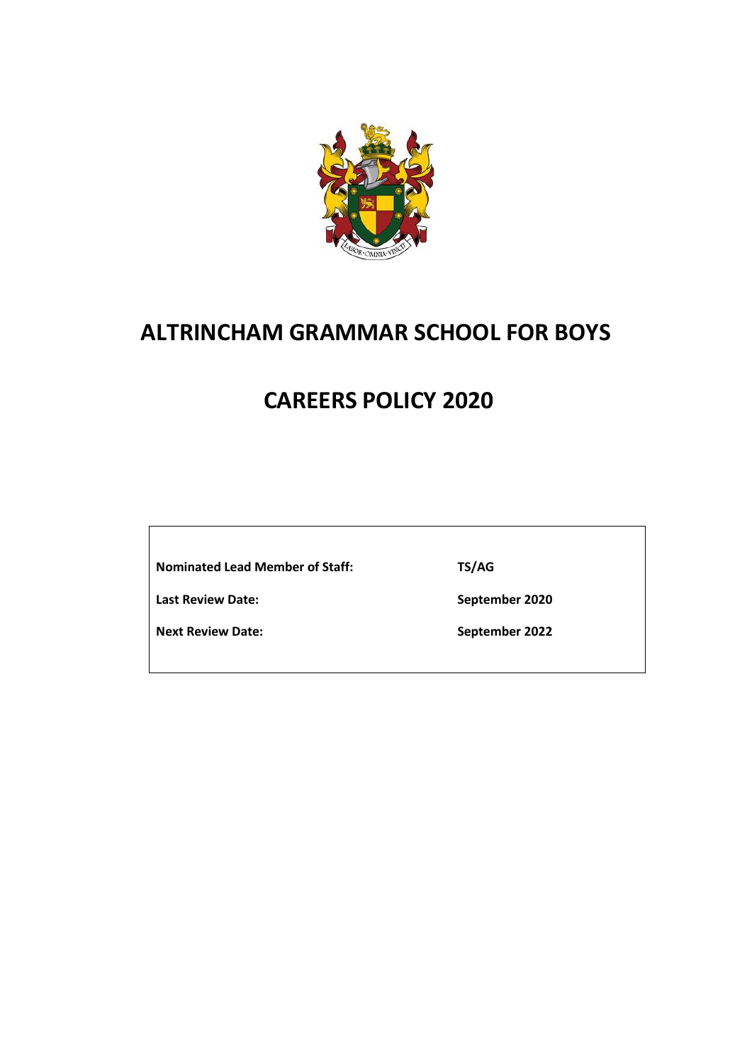# ALTRINCHAM GRAMMAR SCHOOL FOR BOYS

# CAREERS POLICY 2020

| | |
|---|---|
| **Nominated Lead Member of Staff:** | **TS/AG** |
| **Last Review Date:** | **September 2020** |
| **Next Review Date:** | **September 2022** |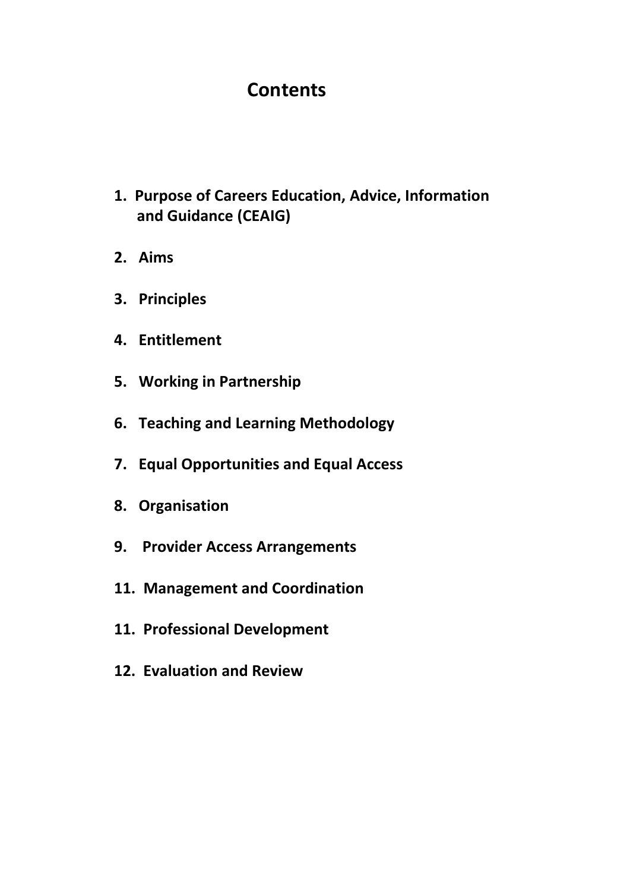# Contents

1. Purpose of Careers Education, Advice, Information and Guidance (CEAIG)

2. Aims

3. Principles

4. Entitlement

5. Working in Partnership

6. Teaching and Learning Methodology

7. Equal Opportunities and Equal Access

8. Organisation

9. Provider Access Arrangements

11. Management and Coordination

11. Professional Development

12. Evaluation and Review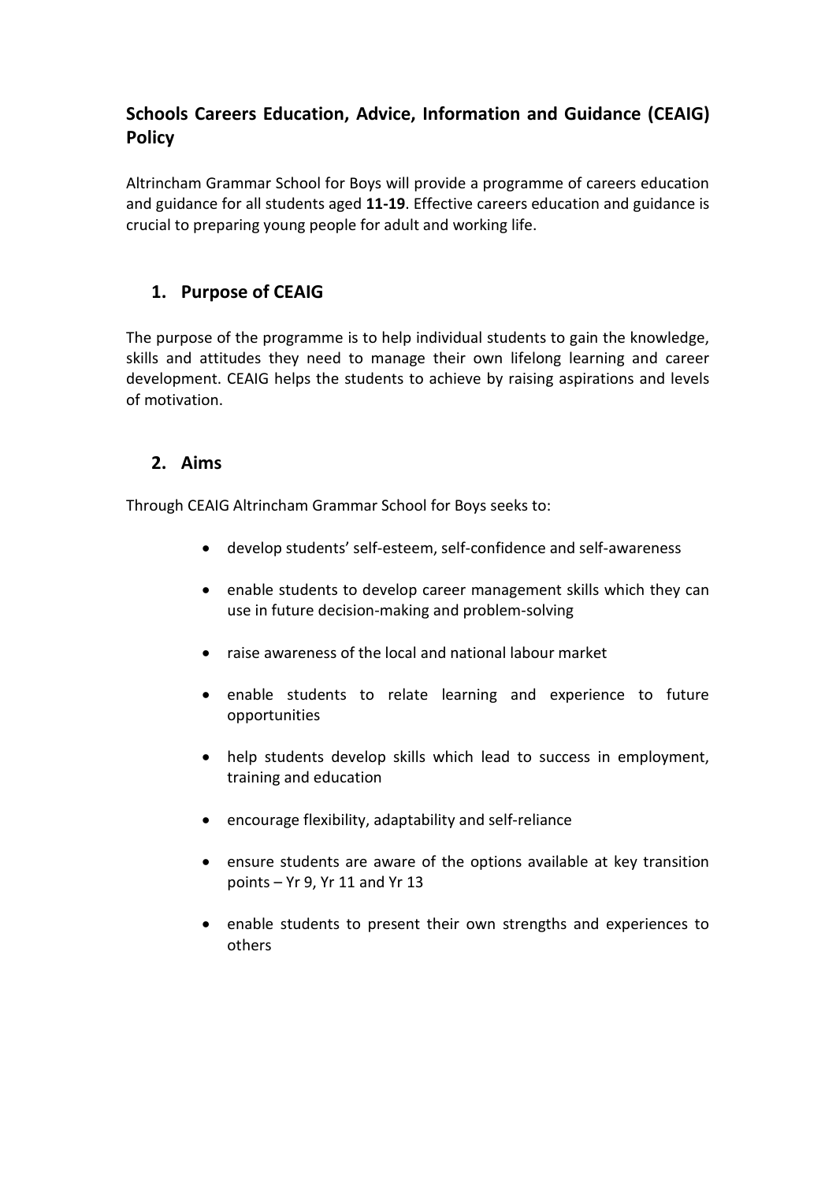# Schools Careers Education, Advice, Information and Guidance (CEAIG) Policy

Altrincham Grammar School for Boys will provide a programme of careers education and guidance for all students aged **11-19**. Effective careers education and guidance is crucial to preparing young people for adult and working life.

## 1. Purpose of CEAIG

The purpose of the programme is to help individual students to gain the knowledge, skills and attitudes they need to manage their own lifelong learning and career development. CEAIG helps the students to achieve by raising aspirations and levels of motivation.

## 2. Aims

Through CEAIG Altrincham Grammar School for Boys seeks to:

- develop students' self-esteem, self-confidence and self-awareness
- enable students to develop career management skills which they can use in future decision-making and problem-solving
- raise awareness of the local and national labour market
- enable students to relate learning and experience to future opportunities
- help students develop skills which lead to success in employment, training and education
- encourage flexibility, adaptability and self-reliance
- ensure students are aware of the options available at key transition points – Yr 9, Yr 11 and Yr 13
- enable students to present their own strengths and experiences to others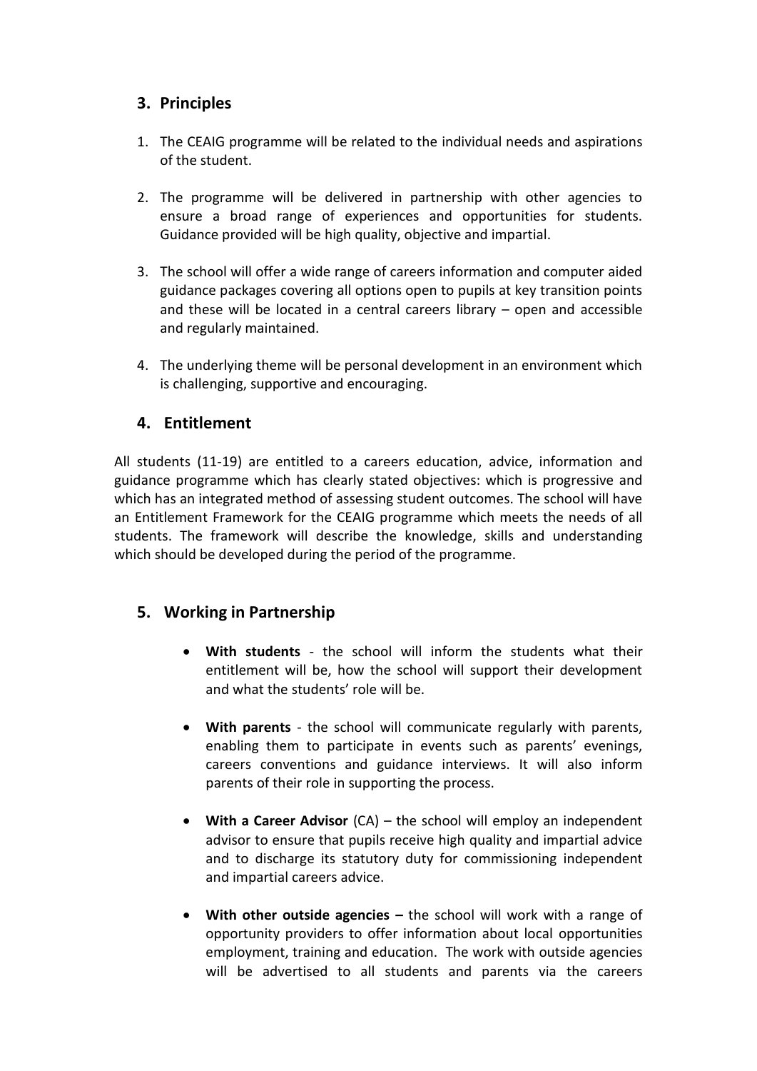## 3. Principles

1. The CEAIG programme will be related to the individual needs and aspirations of the student.

2. The programme will be delivered in partnership with other agencies to ensure a broad range of experiences and opportunities for students. Guidance provided will be high quality, objective and impartial.

3. The school will offer a wide range of careers information and computer aided guidance packages covering all options open to pupils at key transition points and these will be located in a central careers library – open and accessible and regularly maintained.

4. The underlying theme will be personal development in an environment which is challenging, supportive and encouraging.

## 4. Entitlement

All students (11-19) are entitled to a careers education, advice, information and guidance programme which has clearly stated objectives: which is progressive and which has an integrated method of assessing student outcomes. The school will have an Entitlement Framework for the CEAIG programme which meets the needs of all students. The framework will describe the knowledge, skills and understanding which should be developed during the period of the programme.

## 5. Working in Partnership

- **With students** - the school will inform the students what their entitlement will be, how the school will support their development and what the students' role will be.

- **With parents** - the school will communicate regularly with parents, enabling them to participate in events such as parents' evenings, careers conventions and guidance interviews. It will also inform parents of their role in supporting the process.

- **With a Career Advisor** (CA) – the school will employ an independent advisor to ensure that pupils receive high quality and impartial advice and to discharge its statutory duty for commissioning independent and impartial careers advice.

- **With other outside agencies –** the school will work with a range of opportunity providers to offer information about local opportunities employment, training and education. The work with outside agencies will be advertised to all students and parents via the careers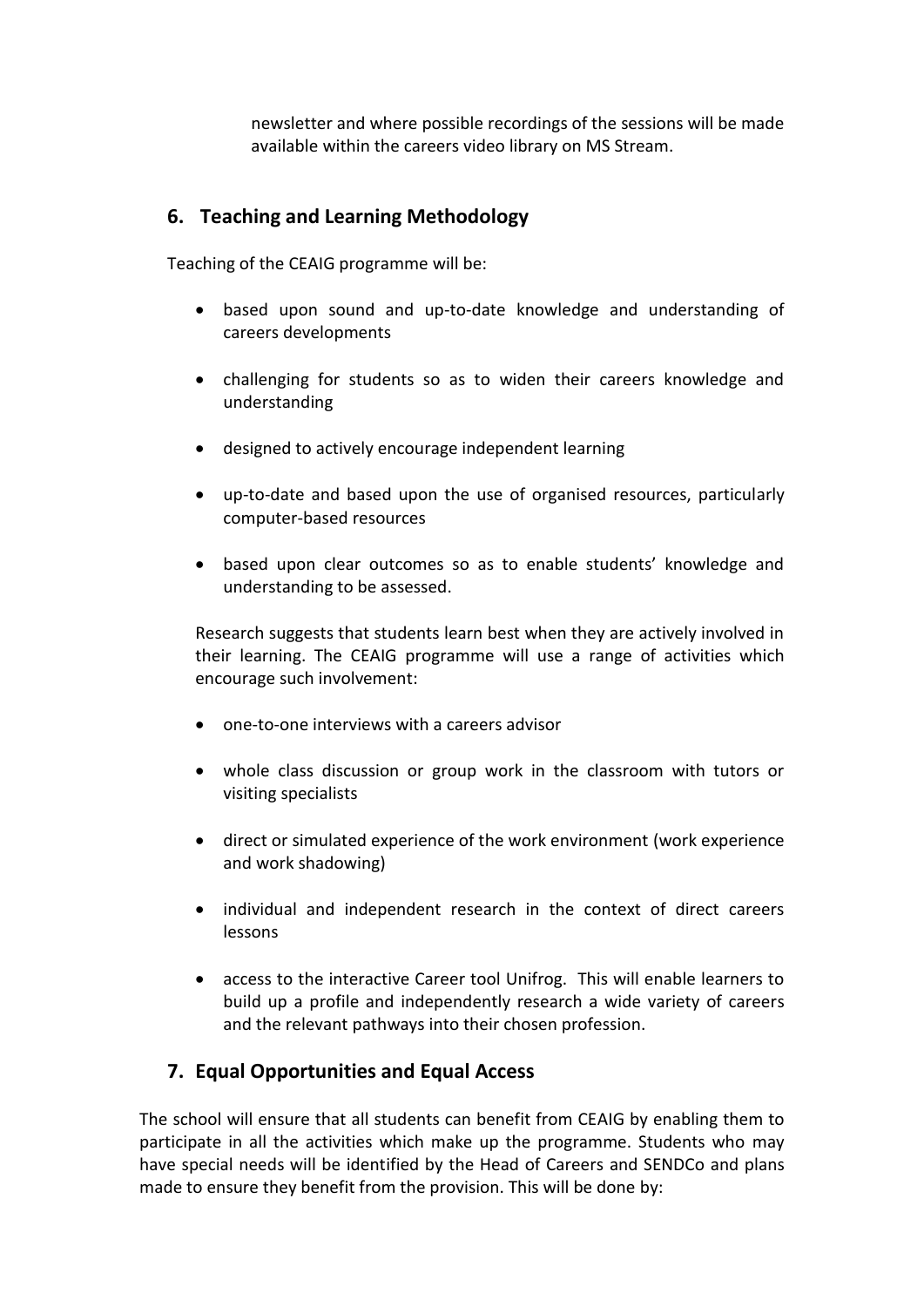newsletter and where possible recordings of the sessions will be made available within the careers video library on MS Stream.

## 6. Teaching and Learning Methodology

Teaching of the CEAIG programme will be:

- based upon sound and up-to-date knowledge and understanding of careers developments
- challenging for students so as to widen their careers knowledge and understanding
- designed to actively encourage independent learning
- up-to-date and based upon the use of organised resources, particularly computer-based resources
- based upon clear outcomes so as to enable students' knowledge and understanding to be assessed.

Research suggests that students learn best when they are actively involved in their learning. The CEAIG programme will use a range of activities which encourage such involvement:

- one-to-one interviews with a careers advisor
- whole class discussion or group work in the classroom with tutors or visiting specialists
- direct or simulated experience of the work environment (work experience and work shadowing)
- individual and independent research in the context of direct careers lessons
- access to the interactive Career tool Unifrog. This will enable learners to build up a profile and independently research a wide variety of careers and the relevant pathways into their chosen profession.

## 7. Equal Opportunities and Equal Access

The school will ensure that all students can benefit from CEAIG by enabling them to participate in all the activities which make up the programme. Students who may have special needs will be identified by the Head of Careers and SENDCo and plans made to ensure they benefit from the provision. This will be done by: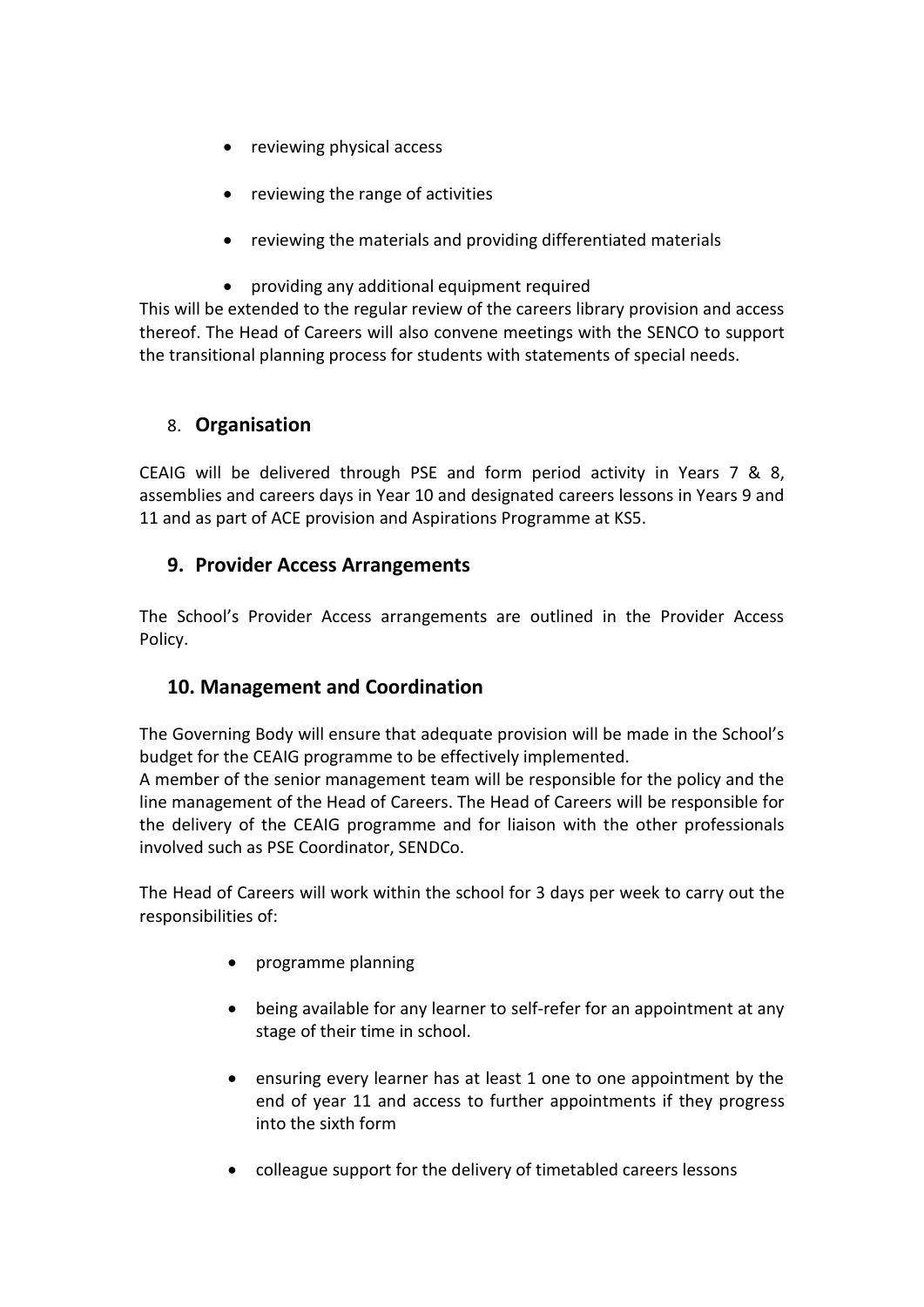- reviewing physical access
- reviewing the range of activities
- reviewing the materials and providing differentiated materials
- providing any additional equipment required

This will be extended to the regular review of the careers library provision and access thereof. The Head of Careers will also convene meetings with the SENCO to support the transitional planning process for students with statements of special needs.

## 8. **Organisation**

CEAIG will be delivered through PSE and form period activity in Years 7 & 8, assemblies and careers days in Year 10 and designated careers lessons in Years 9 and 11 and as part of ACE provision and Aspirations Programme at KS5.

## 9. Provider Access Arrangements

The School's Provider Access arrangements are outlined in the Provider Access Policy.

## 10. Management and Coordination

The Governing Body will ensure that adequate provision will be made in the School's budget for the CEAIG programme to be effectively implemented.
A member of the senior management team will be responsible for the policy and the line management of the Head of Careers. The Head of Careers will be responsible for the delivery of the CEAIG programme and for liaison with the other professionals involved such as PSE Coordinator, SENDCo.

The Head of Careers will work within the school for 3 days per week to carry out the responsibilities of:

- programme planning
- being available for any learner to self-refer for an appointment at any stage of their time in school.
- ensuring every learner has at least 1 one to one appointment by the end of year 11 and access to further appointments if they progress into the sixth form
- colleague support for the delivery of timetabled careers lessons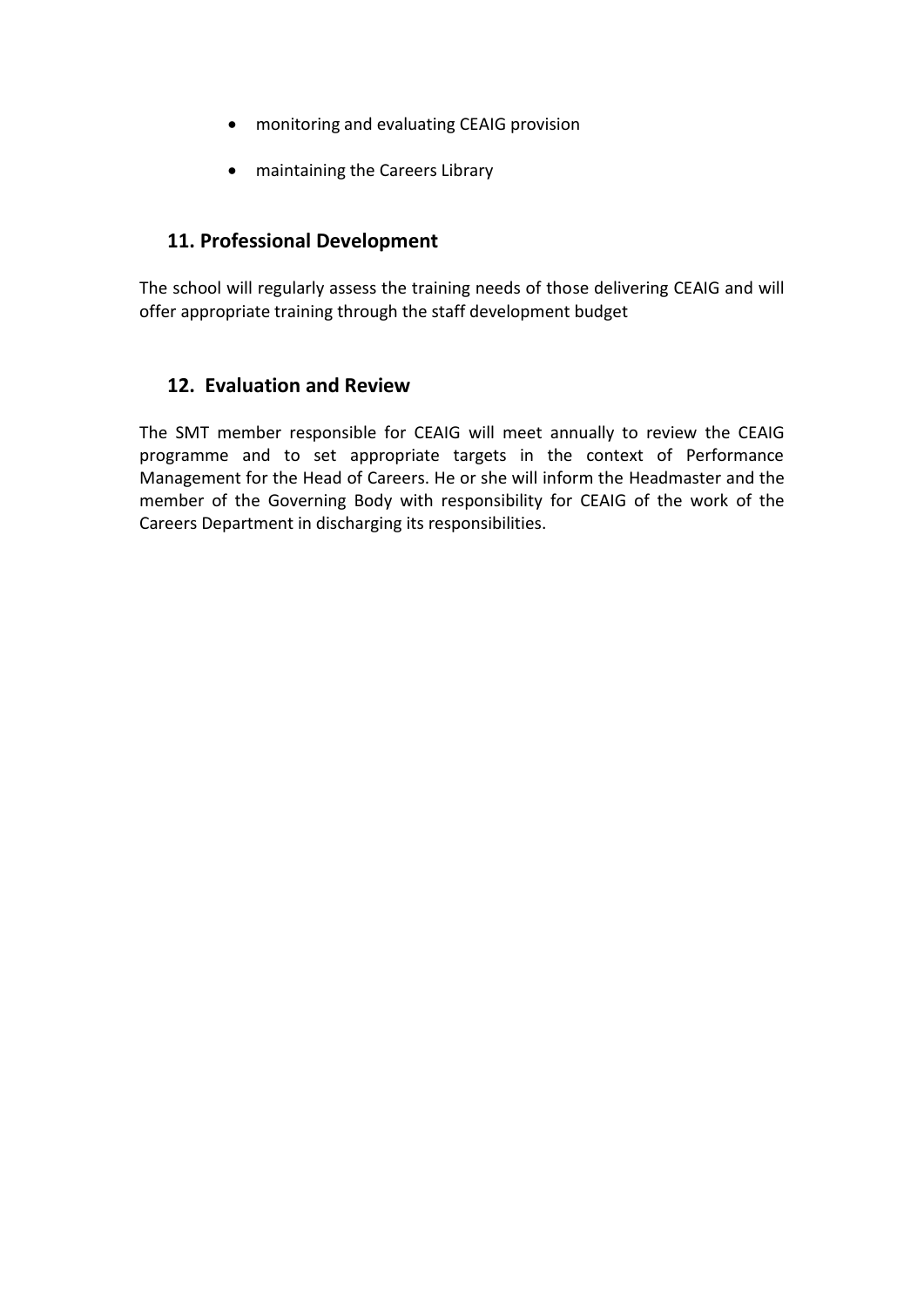- monitoring and evaluating CEAIG provision
- maintaining the Careers Library

## 11. Professional Development

The school will regularly assess the training needs of those delivering CEAIG and will offer appropriate training through the staff development budget

## 12. Evaluation and Review

The SMT member responsible for CEAIG will meet annually to review the CEAIG programme and to set appropriate targets in the context of Performance Management for the Head of Careers. He or she will inform the Headmaster and the member of the Governing Body with responsibility for CEAIG of the work of the Careers Department in discharging its responsibilities.